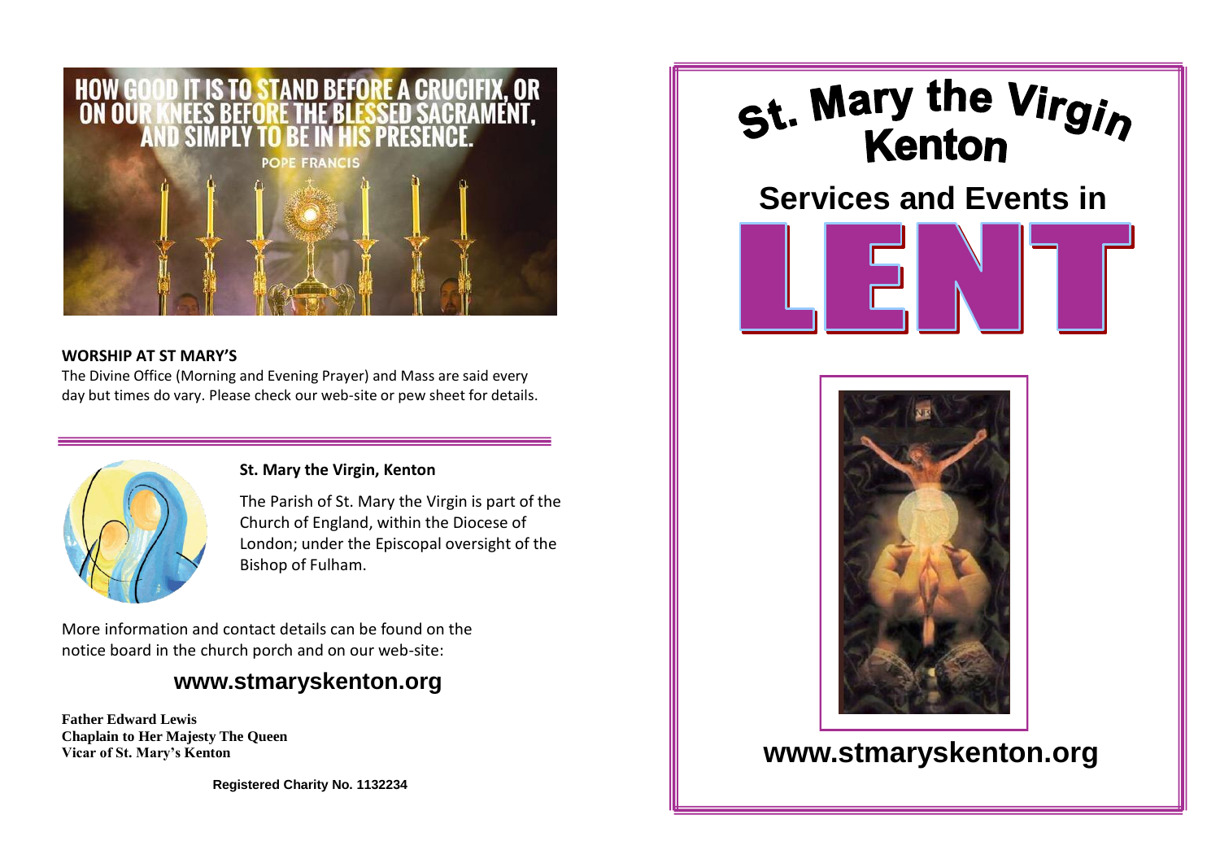HOW GOOD IT IS TO STAND BEFORE A CRUCIFIX, OR ON OUR KNEES BEFORE THE BLESSED SACRAMENT, AND SIMPLY TO BE IN HIS PRESENCE.

POPE FRANCIS

**WORSHIP AT ST MARY'S**

The Divine Office (Morning and Evening Prayer) and Mass are said every day but times do vary. Please check our web-site or pew sheet for details.

**St. Mary the Virgin, Kenton**

The Parish of St. Mary the Virgin is part of the Church of England, within the Diocese of London; under the Episcopal oversight of the Bishop of Fulham.

More information and contact details can be found on the notice board in the church porch and on our web-site:

## www.stmaryskenton.org

**Father Edward Lewis**
**Chaplain to Her Majesty The Queen**
**Vicar of St. Mary's Kenton**

**Registered Charity No. 1132234**

# St. Mary the Virgin Kenton

## Services and Events in

# LENT

## www.stmaryskenton.org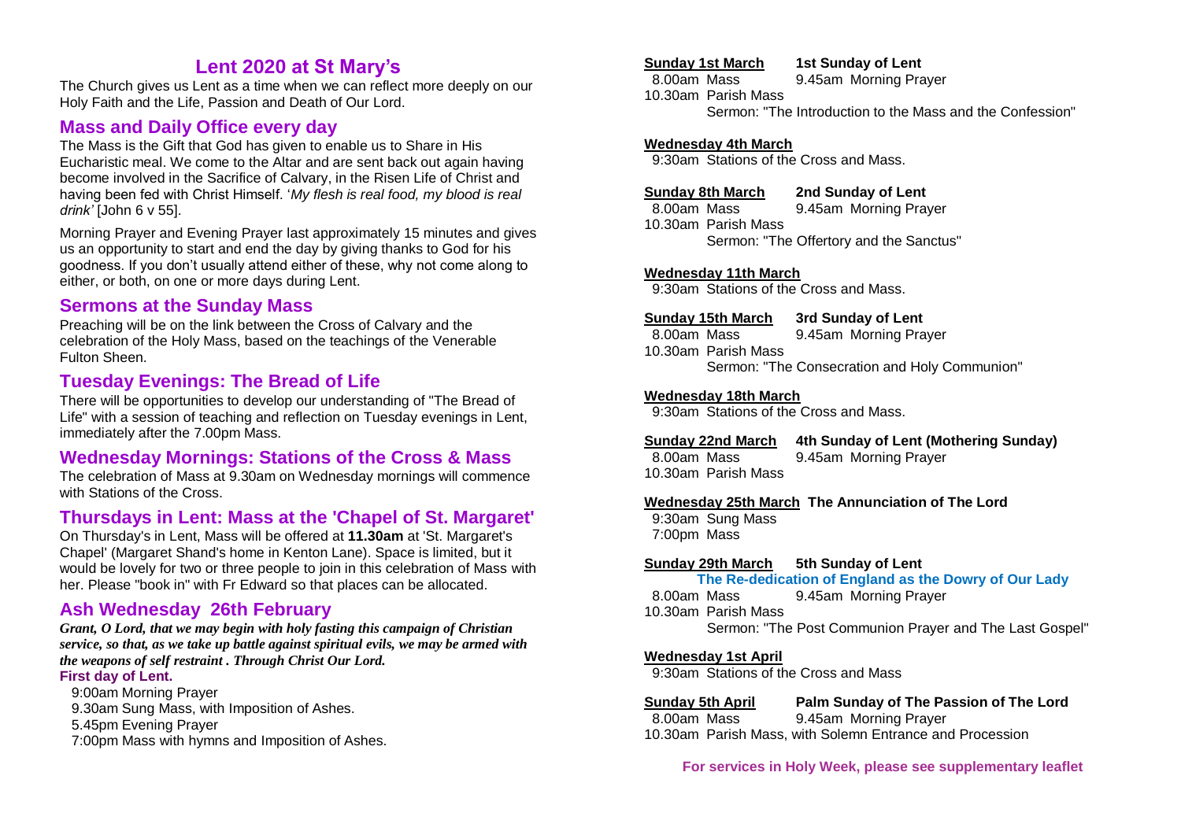# Lent 2020 at St Mary's

The Church gives us Lent as a time when we can reflect more deeply on our Holy Faith and the Life, Passion and Death of Our Lord.

## Mass and Daily Office every day

The Mass is the Gift that God has given to enable us to Share in His Eucharistic meal. We come to the Altar and are sent back out again having become involved in the Sacrifice of Calvary, in the Risen Life of Christ and having been fed with Christ Himself. '*My flesh is real food, my blood is real drink'* [John 6 v 55].

Morning Prayer and Evening Prayer last approximately 15 minutes and gives us an opportunity to start and end the day by giving thanks to God for his goodness. If you don't usually attend either of these, why not come along to either, or both, on one or more days during Lent.

## Sermons at the Sunday Mass

Preaching will be on the link between the Cross of Calvary and the celebration of the Holy Mass, based on the teachings of the Venerable Fulton Sheen.

## Tuesday Evenings: The Bread of Life

There will be opportunities to develop our understanding of "The Bread of Life" with a session of teaching and reflection on Tuesday evenings in Lent, immediately after the 7.00pm Mass.

## Wednesday Mornings: Stations of the Cross & Mass

The celebration of Mass at 9.30am on Wednesday mornings will commence with Stations of the Cross.

## Thursdays in Lent: Mass at the 'Chapel of St. Margaret'

On Thursday's in Lent, Mass will be offered at **11.30am** at 'St. Margaret's Chapel' (Margaret Shand's home in Kenton Lane). Space is limited, but it would be lovely for two or three people to join in this celebration of Mass with her. Please "book in" with Fr Edward so that places can be allocated.

## Ash Wednesday 26th February

***Grant, O Lord, that we may begin with holy fasting this campaign of Christian service, so that, as we take up battle against spiritual evils, we may be armed with the weapons of self restraint . Through Christ Our Lord.***

**First day of Lent.**

9:00am Morning Prayer
9.30am Sung Mass, with Imposition of Ashes.
5.45pm Evening Prayer
7:00pm Mass with hymns and Imposition of Ashes.

**Sunday 1st March** — **1st Sunday of Lent**
8.00am Mass — 9.45am Morning Prayer
10.30am Parish Mass
Sermon: "The Introduction to the Mass and the Confession"

**Wednesday 4th March**
9:30am Stations of the Cross and Mass.

**Sunday 8th March** — **2nd Sunday of Lent**
8.00am Mass — 9.45am Morning Prayer
10.30am Parish Mass
Sermon: "The Offertory and the Sanctus"

**Wednesday 11th March**
9:30am Stations of the Cross and Mass.

**Sunday 15th March** — **3rd Sunday of Lent**
8.00am Mass — 9.45am Morning Prayer
10.30am Parish Mass
Sermon: "The Consecration and Holy Communion"

**Wednesday 18th March**
9:30am Stations of the Cross and Mass.

**Sunday 22nd March** — **4th Sunday of Lent (Mothering Sunday)**
8.00am Mass — 9.45am Morning Prayer
10.30am Parish Mass

**Wednesday 25th March The Annunciation of The Lord**
9:30am Sung Mass
7:00pm Mass

**Sunday 29th March** — **5th Sunday of Lent**
**The Re-dedication of England as the Dowry of Our Lady**
8.00am Mass — 9.45am Morning Prayer
10.30am Parish Mass
Sermon: "The Post Communion Prayer and The Last Gospel"

**Wednesday 1st April**
9:30am Stations of the Cross and Mass

**Sunday 5th April** — **Palm Sunday of The Passion of The Lord**
8.00am Mass — 9.45am Morning Prayer
10.30am Parish Mass, with Solemn Entrance and Procession

**For services in Holy Week, please see supplementary leaflet**